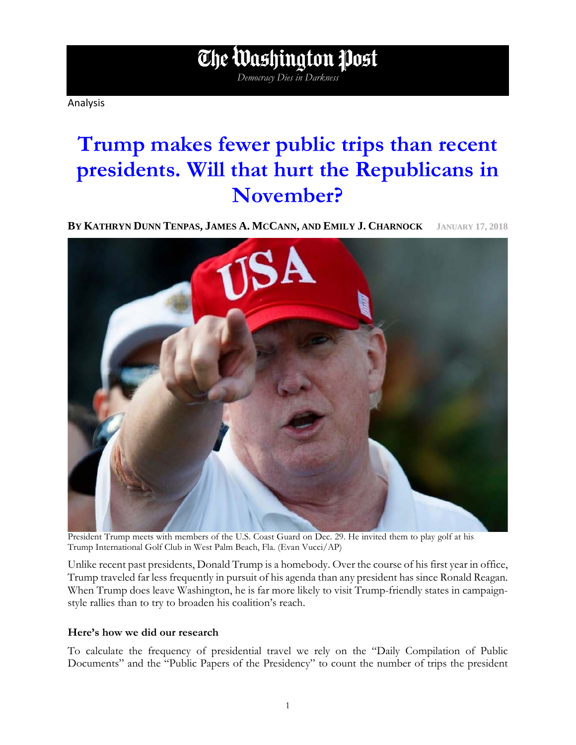# The Washington Post

*Democracy Dies in Darkness*

Analysis

# Trump makes fewer public trips than recent presidents. Will that hurt the Republicans in November?

**By Kathryn Dunn Tenpas, James A. McCann, and Emily J. Charnock** January 17, 2018

President Trump meets with members of the U.S. Coast Guard on Dec. 29. He invited them to play golf at his Trump International Golf Club in West Palm Beach, Fla. (Evan Vucci/AP)

Unlike recent past presidents, Donald Trump is a homebody. Over the course of his first year in office, Trump traveled far less frequently in pursuit of his agenda than any president has since Ronald Reagan. When Trump does leave Washington, he is far more likely to visit Trump-friendly states in campaign-style rallies than to try to broaden his coalition's reach.

**Here's how we did our research**

To calculate the frequency of presidential travel we rely on the "Daily Compilation of Public Documents" and the "Public Papers of the Presidency" to count the number of trips the president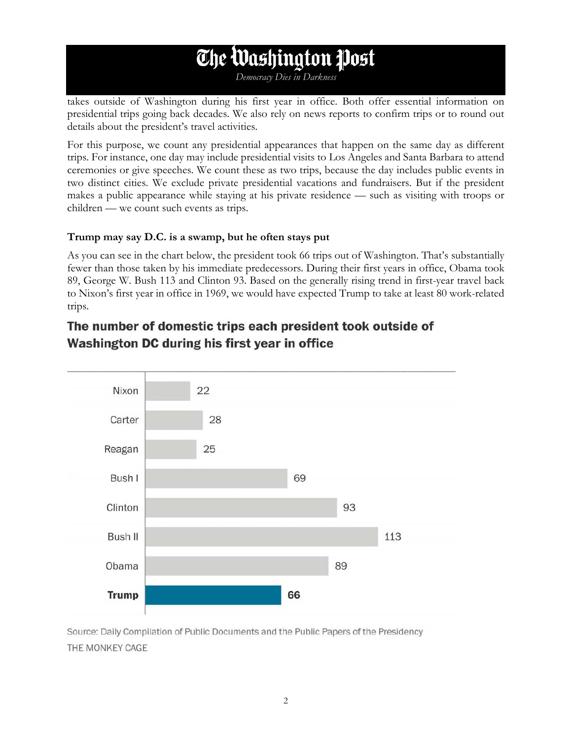takes outside of Washington during his first year in office. Both offer essential information on presidential trips going back decades. We also rely on news reports to confirm trips or to round out details about the president's travel activities.

For this purpose, we count any presidential appearances that happen on the same day as different trips. For instance, one day may include presidential visits to Los Angeles and Santa Barbara to attend ceremonies or give speeches. We count these as two trips, because the day includes public events in two distinct cities. We exclude private presidential vacations and fundraisers. But if the president makes a public appearance while staying at his private residence — such as visiting with troops or children — we count such events as trips.

### Trump may say D.C. is a swamp, but he often stays put

As you can see in the chart below, the president took 66 trips out of Washington. That's substantially fewer than those taken by his immediate predecessors. During their first years in office, Obama took 89, George W. Bush 113 and Clinton 93. Based on the generally rising trend in first-year travel back to Nixon's first year in office in 1969, we would have expected Trump to take at least 80 work-related trips.

## The number of domestic trips each president took outside of Washington DC during his first year in office

| President | Trips |
| --- | --- |
| Nixon | 22 |
| Carter | 28 |
| Reagan | 25 |
| Bush I | 69 |
| Clinton | 93 |
| Bush II | 113 |
| Obama | 89 |
| **Trump** | **66** |

Source: Daily Compilation of Public Documents and the Public Papers of the Presidency
THE MONKEY CAGE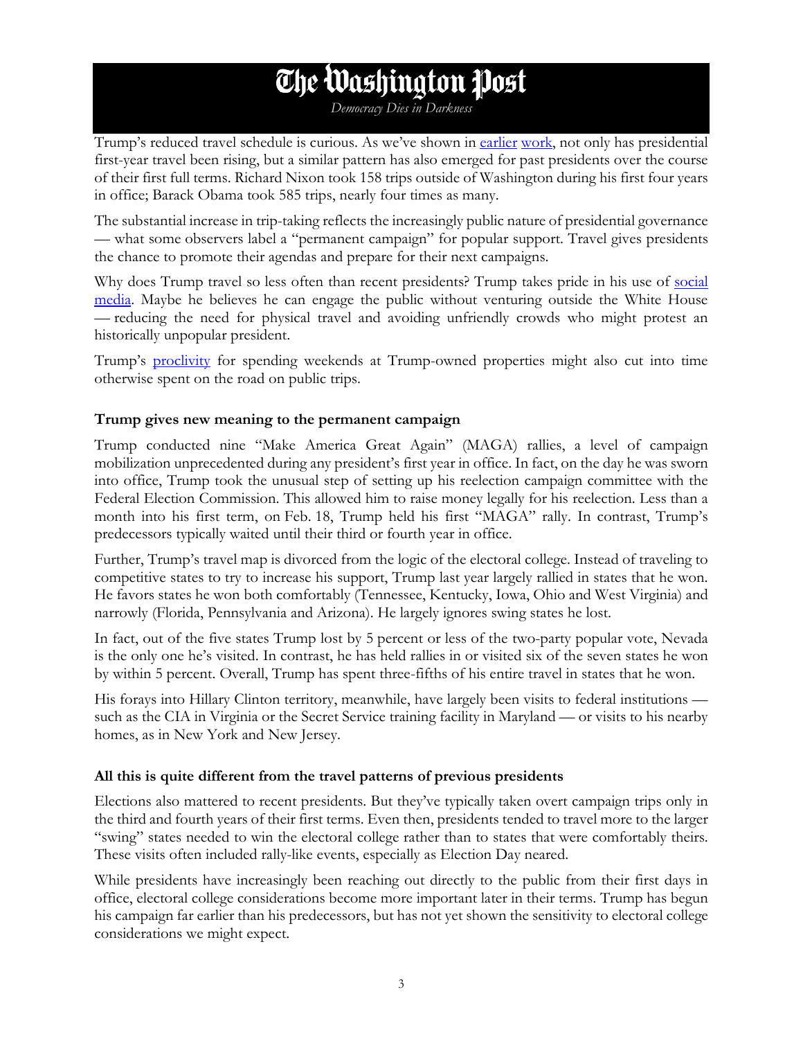Trump's reduced travel schedule is curious. As we've shown in earlier work, not only has presidential first-year travel been rising, but a similar pattern has also emerged for past presidents over the course of their first full terms. Richard Nixon took 158 trips outside of Washington during his first four years in office; Barack Obama took 585 trips, nearly four times as many.

The substantial increase in trip-taking reflects the increasingly public nature of presidential governance — what some observers label a "permanent campaign" for popular support. Travel gives presidents the chance to promote their agendas and prepare for their next campaigns.

Why does Trump travel so less often than recent presidents? Trump takes pride in his use of social media. Maybe he believes he can engage the public without venturing outside the White House — reducing the need for physical travel and avoiding unfriendly crowds who might protest an historically unpopular president.

Trump's proclivity for spending weekends at Trump-owned properties might also cut into time otherwise spent on the road on public trips.

### Trump gives new meaning to the permanent campaign

Trump conducted nine "Make America Great Again" (MAGA) rallies, a level of campaign mobilization unprecedented during any president's first year in office. In fact, on the day he was sworn into office, Trump took the unusual step of setting up his reelection campaign committee with the Federal Election Commission. This allowed him to raise money legally for his reelection. Less than a month into his first term, on Feb. 18, Trump held his first "MAGA" rally. In contrast, Trump's predecessors typically waited until their third or fourth year in office.

Further, Trump's travel map is divorced from the logic of the electoral college. Instead of traveling to competitive states to try to increase his support, Trump last year largely rallied in states that he won. He favors states he won both comfortably (Tennessee, Kentucky, Iowa, Ohio and West Virginia) and narrowly (Florida, Pennsylvania and Arizona). He largely ignores swing states he lost.

In fact, out of the five states Trump lost by 5 percent or less of the two-party popular vote, Nevada is the only one he's visited. In contrast, he has held rallies in or visited six of the seven states he won by within 5 percent. Overall, Trump has spent three-fifths of his entire travel in states that he won.

His forays into Hillary Clinton territory, meanwhile, have largely been visits to federal institutions — such as the CIA in Virginia or the Secret Service training facility in Maryland — or visits to his nearby homes, as in New York and New Jersey.

### All this is quite different from the travel patterns of previous presidents

Elections also mattered to recent presidents. But they've typically taken overt campaign trips only in the third and fourth years of their first terms. Even then, presidents tended to travel more to the larger "swing" states needed to win the electoral college rather than to states that were comfortably theirs. These visits often included rally-like events, especially as Election Day neared.

While presidents have increasingly been reaching out directly to the public from their first days in office, electoral college considerations become more important later in their terms. Trump has begun his campaign far earlier than his predecessors, but has not yet shown the sensitivity to electoral college considerations we might expect.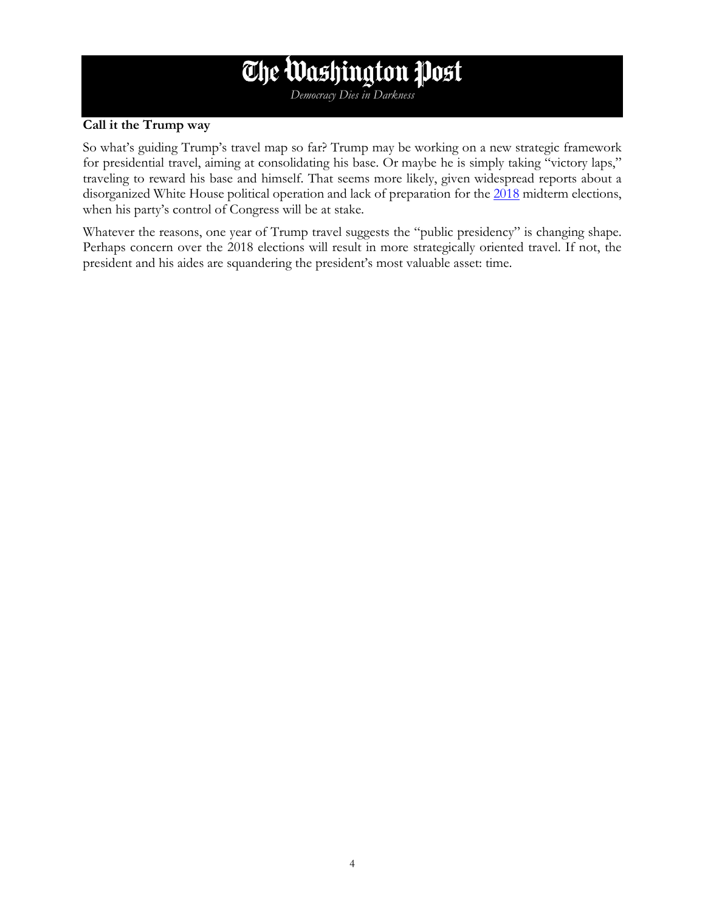**Call it the Trump way**

So what's guiding Trump's travel map so far? Trump may be working on a new strategic framework for presidential travel, aiming at consolidating his base. Or maybe he is simply taking "victory laps," traveling to reward his base and himself. That seems more likely, given widespread reports about a disorganized White House political operation and lack of preparation for the 2018 midterm elections, when his party's control of Congress will be at stake.

Whatever the reasons, one year of Trump travel suggests the "public presidency" is changing shape. Perhaps concern over the 2018 elections will result in more strategically oriented travel. If not, the president and his aides are squandering the president's most valuable asset: time.